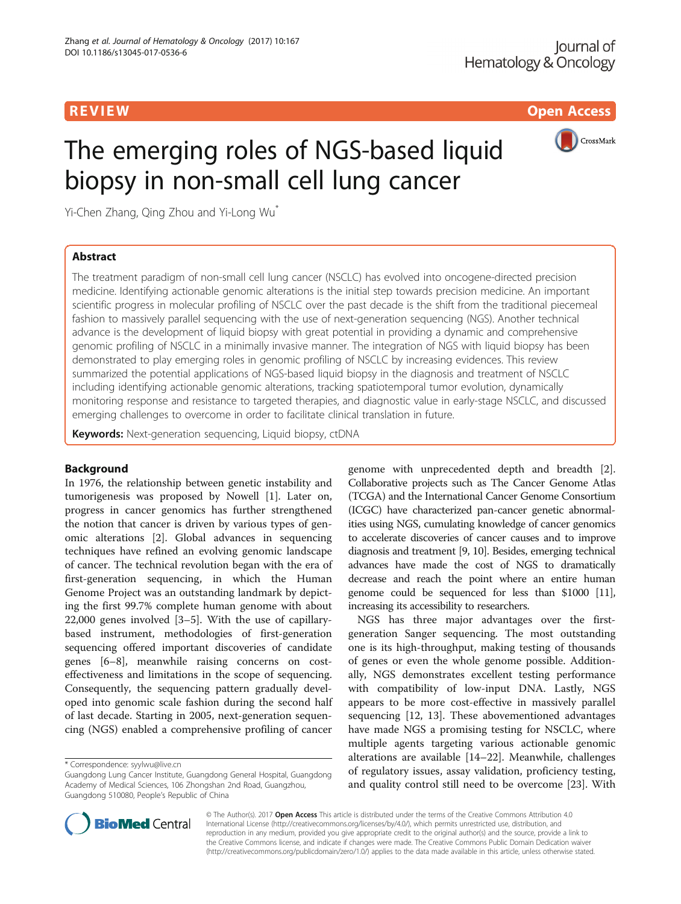REVIEW

Open Access

# The emerging roles of NGS-based liquid biopsy in non-small cell lung cancer

Yi-Chen Zhang, Qing Zhou and Yi-Long Wu*

## Abstract

The treatment paradigm of non-small cell lung cancer (NSCLC) has evolved into oncogene-directed precision medicine. Identifying actionable genomic alterations is the initial step towards precision medicine. An important scientific progress in molecular profiling of NSCLC over the past decade is the shift from the traditional piecemeal fashion to massively parallel sequencing with the use of next-generation sequencing (NGS). Another technical advance is the development of liquid biopsy with great potential in providing a dynamic and comprehensive genomic profiling of NSCLC in a minimally invasive manner. The integration of NGS with liquid biopsy has been demonstrated to play emerging roles in genomic profiling of NSCLC by increasing evidences. This review summarized the potential applications of NGS-based liquid biopsy in the diagnosis and treatment of NSCLC including identifying actionable genomic alterations, tracking spatiotemporal tumor evolution, dynamically monitoring response and resistance to targeted therapies, and diagnostic value in early-stage NSCLC, and discussed emerging challenges to overcome in order to facilitate clinical translation in future.

**Keywords:** Next-generation sequencing, Liquid biopsy, ctDNA

## Background

In 1976, the relationship between genetic instability and tumorigenesis was proposed by Nowell [1]. Later on, progress in cancer genomics has further strengthened the notion that cancer is driven by various types of genomic alterations [2]. Global advances in sequencing techniques have refined an evolving genomic landscape of cancer. The technical revolution began with the era of first-generation sequencing, in which the Human Genome Project was an outstanding landmark by depicting the first 99.7% complete human genome with about 22,000 genes involved [3–5]. With the use of capillary-based instrument, methodologies of first-generation sequencing offered important discoveries of candidate genes [6–8], meanwhile raising concerns on cost-effectiveness and limitations in the scope of sequencing. Consequently, the sequencing pattern gradually developed into genomic scale fashion during the second half of last decade. Starting in 2005, next-generation sequencing (NGS) enabled a comprehensive profiling of cancer genome with unprecedented depth and breadth [2]. Collaborative projects such as The Cancer Genome Atlas (TCGA) and the International Cancer Genome Consortium (ICGC) have characterized pan-cancer genetic abnormalities using NGS, cumulating knowledge of cancer genomics to accelerate discoveries of cancer causes and to improve diagnosis and treatment [9, 10]. Besides, emerging technical advances have made the cost of NGS to dramatically decrease and reach the point where an entire human genome could be sequenced for less than $1000 [11], increasing its accessibility to researchers.

NGS has three major advantages over the first-generation Sanger sequencing. The most outstanding one is its high-throughput, making testing of thousands of genes or even the whole genome possible. Additionally, NGS demonstrates excellent testing performance with compatibility of low-input DNA. Lastly, NGS appears to be more cost-effective in massively parallel sequencing [12, 13]. These abovementioned advantages have made NGS a promising testing for NSCLC, where multiple agents targeting various actionable genomic alterations are available [14–22]. Meanwhile, challenges of regulatory issues, assay validation, proficiency testing, and quality control still need to be overcome [23]. With

\* Correspondence: syylwu@live.cn

Guangdong Lung Cancer Institute, Guangdong General Hospital, Guangdong Academy of Medical Sciences, 106 Zhongshan 2nd Road, Guangzhou, Guangdong 510080, People's Republic of China

© The Author(s). 2017 **Open Access** This article is distributed under the terms of the Creative Commons Attribution 4.0 International License (http://creativecommons.org/licenses/by/4.0/), which permits unrestricted use, distribution, and reproduction in any medium, provided you give appropriate credit to the original author(s) and the source, provide a link to the Creative Commons license, and indicate if changes were made. The Creative Commons Public Domain Dedication waiver (http://creativecommons.org/publicdomain/zero/1.0/) applies to the data made available in this article, unless otherwise stated.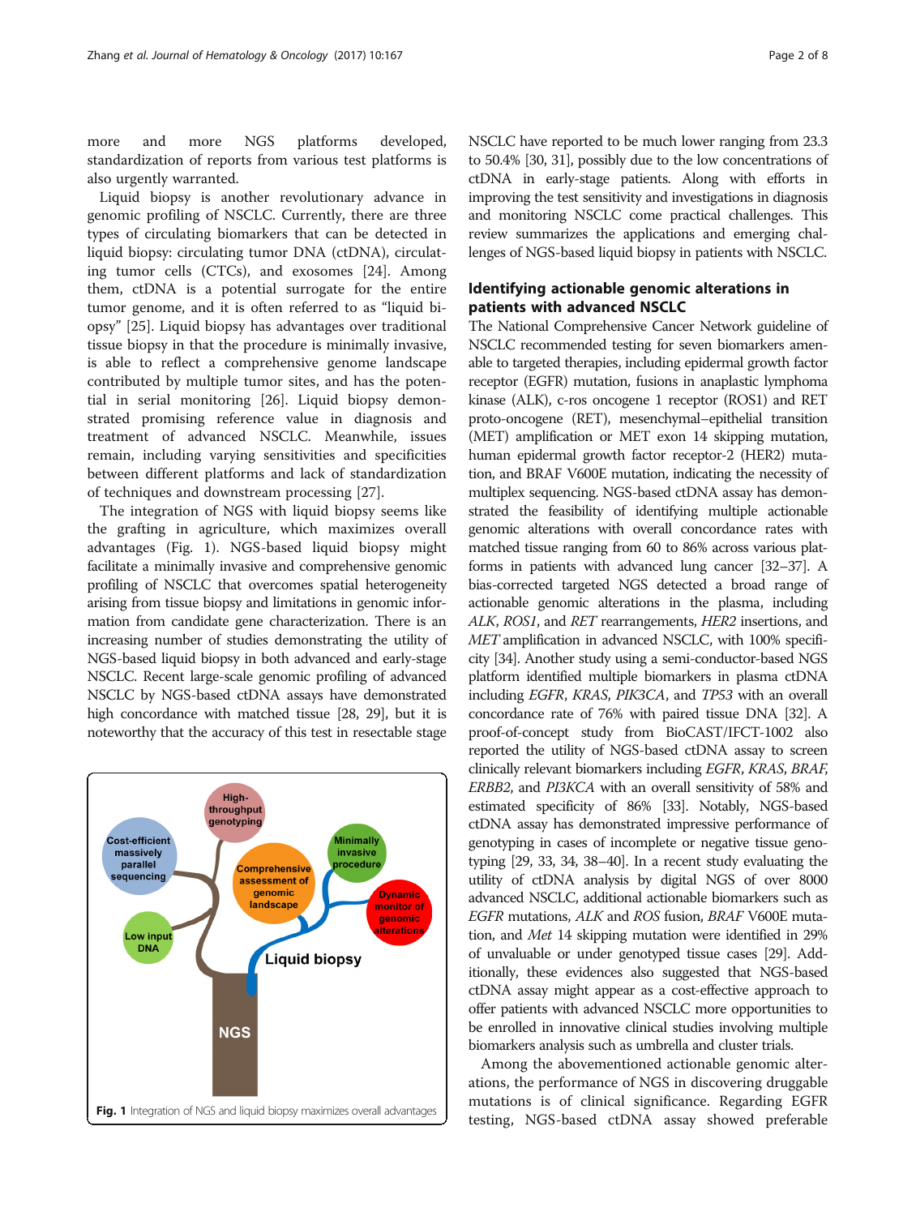more and more NGS platforms developed, standardization of reports from various test platforms is also urgently warranted.

Liquid biopsy is another revolutionary advance in genomic profiling of NSCLC. Currently, there are three types of circulating biomarkers that can be detected in liquid biopsy: circulating tumor DNA (ctDNA), circulating tumor cells (CTCs), and exosomes [24]. Among them, ctDNA is a potential surrogate for the entire tumor genome, and it is often referred to as "liquid biopsy" [25]. Liquid biopsy has advantages over traditional tissue biopsy in that the procedure is minimally invasive, is able to reflect a comprehensive genome landscape contributed by multiple tumor sites, and has the potential in serial monitoring [26]. Liquid biopsy demonstrated promising reference value in diagnosis and treatment of advanced NSCLC. Meanwhile, issues remain, including varying sensitivities and specificities between different platforms and lack of standardization of techniques and downstream processing [27].

The integration of NGS with liquid biopsy seems like the grafting in agriculture, which maximizes overall advantages (Fig. 1). NGS-based liquid biopsy might facilitate a minimally invasive and comprehensive genomic profiling of NSCLC that overcomes spatial heterogeneity arising from tissue biopsy and limitations in genomic information from candidate gene characterization. There is an increasing number of studies demonstrating the utility of NGS-based liquid biopsy in both advanced and early-stage NSCLC. Recent large-scale genomic profiling of advanced NSCLC by NGS-based ctDNA assays have demonstrated high concordance with matched tissue [28, 29], but it is noteworthy that the accuracy of this test in resectable stage NSCLC have reported to be much lower ranging from 23.3 to 50.4% [30, 31], possibly due to the low concentrations of ctDNA in early-stage patients. Along with efforts in improving the test sensitivity and investigations in diagnosis and monitoring NSCLC come practical challenges. This review summarizes the applications and emerging challenges of NGS-based liquid biopsy in patients with NSCLC.

Fig. 1 Integration of NGS and liquid biopsy maximizes overall advantages

## Identifying actionable genomic alterations in patients with advanced NSCLC

The National Comprehensive Cancer Network guideline of NSCLC recommended testing for seven biomarkers amenable to targeted therapies, including epidermal growth factor receptor (EGFR) mutation, fusions in anaplastic lymphoma kinase (ALK), c-ros oncogene 1 receptor (ROS1) and RET proto-oncogene (RET), mesenchymal–epithelial transition (MET) amplification or MET exon 14 skipping mutation, human epidermal growth factor receptor-2 (HER2) mutation, and BRAF V600E mutation, indicating the necessity of multiplex sequencing. NGS-based ctDNA assay has demonstrated the feasibility of identifying multiple actionable genomic alterations with overall concordance rates with matched tissue ranging from 60 to 86% across various platforms in patients with advanced lung cancer [32–37]. A bias-corrected targeted NGS detected a broad range of actionable genomic alterations in the plasma, including *ALK*, *ROS1*, and *RET* rearrangements, *HER2* insertions, and *MET* amplification in advanced NSCLC, with 100% specificity [34]. Another study using a semi-conductor-based NGS platform identified multiple biomarkers in plasma ctDNA including *EGFR*, *KRAS*, *PIK3CA*, and *TP53* with an overall concordance rate of 76% with paired tissue DNA [32]. A proof-of-concept study from BioCAST/IFCT-1002 also reported the utility of NGS-based ctDNA assay to screen clinically relevant biomarkers including *EGFR*, *KRAS*, *BRAF*, *ERBB2*, and *PI3KCA* with an overall sensitivity of 58% and estimated specificity of 86% [33]. Notably, NGS-based ctDNA assay has demonstrated impressive performance of genotyping in cases of incomplete or negative tissue genotyping [29, 33, 34, 38–40]. In a recent study evaluating the utility of ctDNA analysis by digital NGS of over 8000 advanced NSCLC, additional actionable biomarkers such as *EGFR* mutations, *ALK* and *ROS* fusion, *BRAF* V600E mutation, and *Met* 14 skipping mutation were identified in 29% of unvaluable or under genotyped tissue cases [29]. Additionally, these evidences also suggested that NGS-based ctDNA assay might appear as a cost-effective approach to offer patients with advanced NSCLC more opportunities to be enrolled in innovative clinical studies involving multiple biomarkers analysis such as umbrella and cluster trials.

Among the abovementioned actionable genomic alterations, the performance of NGS in discovering druggable mutations is of clinical significance. Regarding EGFR testing, NGS-based ctDNA assay showed preferable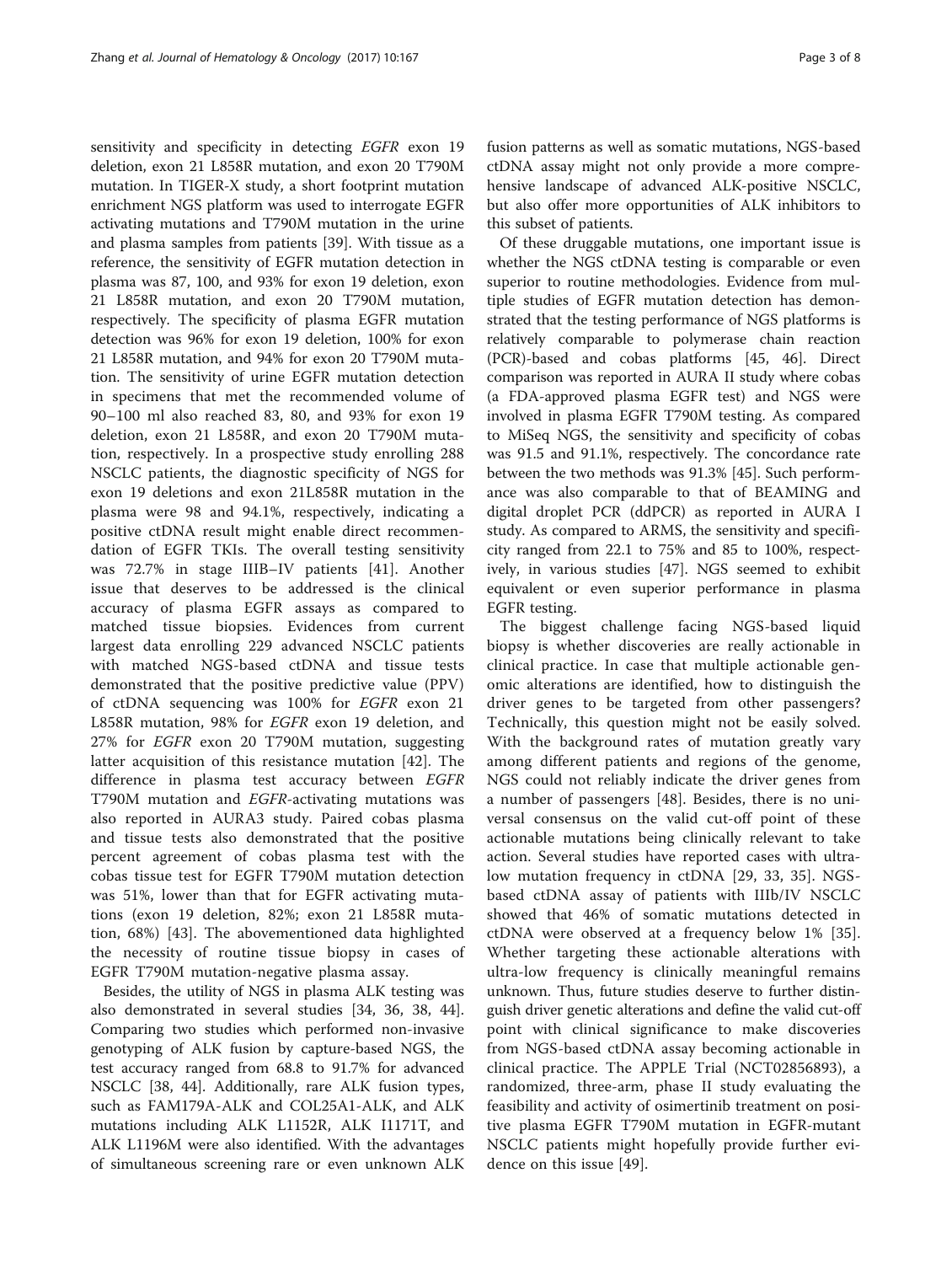sensitivity and specificity in detecting *EGFR* exon 19 deletion, exon 21 L858R mutation, and exon 20 T790M mutation. In TIGER-X study, a short footprint mutation enrichment NGS platform was used to interrogate EGFR activating mutations and T790M mutation in the urine and plasma samples from patients [39]. With tissue as a reference, the sensitivity of EGFR mutation detection in plasma was 87, 100, and 93% for exon 19 deletion, exon 21 L858R mutation, and exon 20 T790M mutation, respectively. The specificity of plasma EGFR mutation detection was 96% for exon 19 deletion, 100% for exon 21 L858R mutation, and 94% for exon 20 T790M mutation. The sensitivity of urine EGFR mutation detection in specimens that met the recommended volume of 90–100 ml also reached 83, 80, and 93% for exon 19 deletion, exon 21 L858R, and exon 20 T790M mutation, respectively. In a prospective study enrolling 288 NSCLC patients, the diagnostic specificity of NGS for exon 19 deletions and exon 21L858R mutation in the plasma were 98 and 94.1%, respectively, indicating a positive ctDNA result might enable direct recommendation of EGFR TKIs. The overall testing sensitivity was 72.7% in stage IIIB–IV patients [41]. Another issue that deserves to be addressed is the clinical accuracy of plasma EGFR assays as compared to matched tissue biopsies. Evidences from current largest data enrolling 229 advanced NSCLC patients with matched NGS-based ctDNA and tissue tests demonstrated that the positive predictive value (PPV) of ctDNA sequencing was 100% for *EGFR* exon 21 L858R mutation, 98% for *EGFR* exon 19 deletion, and 27% for *EGFR* exon 20 T790M mutation, suggesting latter acquisition of this resistance mutation [42]. The difference in plasma test accuracy between *EGFR* T790M mutation and *EGFR*-activating mutations was also reported in AURA3 study. Paired cobas plasma and tissue tests also demonstrated that the positive percent agreement of cobas plasma test with the cobas tissue test for EGFR T790M mutation detection was 51%, lower than that for EGFR activating mutations (exon 19 deletion, 82%; exon 21 L858R mutation, 68%) [43]. The abovementioned data highlighted the necessity of routine tissue biopsy in cases of EGFR T790M mutation-negative plasma assay.

Besides, the utility of NGS in plasma ALK testing was also demonstrated in several studies [34, 36, 38, 44]. Comparing two studies which performed non-invasive genotyping of ALK fusion by capture-based NGS, the test accuracy ranged from 68.8 to 91.7% for advanced NSCLC [38, 44]. Additionally, rare ALK fusion types, such as FAM179A-ALK and COL25A1-ALK, and ALK mutations including ALK L1152R, ALK I1171T, and ALK L1196M were also identified. With the advantages of simultaneous screening rare or even unknown ALK fusion patterns as well as somatic mutations, NGS-based ctDNA assay might not only provide a more comprehensive landscape of advanced ALK-positive NSCLC, but also offer more opportunities of ALK inhibitors to this subset of patients.

Of these druggable mutations, one important issue is whether the NGS ctDNA testing is comparable or even superior to routine methodologies. Evidence from multiple studies of EGFR mutation detection has demonstrated that the testing performance of NGS platforms is relatively comparable to polymerase chain reaction (PCR)-based and cobas platforms [45, 46]. Direct comparison was reported in AURA II study where cobas (a FDA-approved plasma EGFR test) and NGS were involved in plasma EGFR T790M testing. As compared to MiSeq NGS, the sensitivity and specificity of cobas was 91.5 and 91.1%, respectively. The concordance rate between the two methods was 91.3% [45]. Such performance was also comparable to that of BEAMING and digital droplet PCR (ddPCR) as reported in AURA I study. As compared to ARMS, the sensitivity and specificity ranged from 22.1 to 75% and 85 to 100%, respectively, in various studies [47]. NGS seemed to exhibit equivalent or even superior performance in plasma EGFR testing.

The biggest challenge facing NGS-based liquid biopsy is whether discoveries are really actionable in clinical practice. In case that multiple actionable genomic alterations are identified, how to distinguish the driver genes to be targeted from other passengers? Technically, this question might not be easily solved. With the background rates of mutation greatly vary among different patients and regions of the genome, NGS could not reliably indicate the driver genes from a number of passengers [48]. Besides, there is no universal consensus on the valid cut-off point of these actionable mutations being clinically relevant to take action. Several studies have reported cases with ultra-low mutation frequency in ctDNA [29, 33, 35]. NGS-based ctDNA assay of patients with IIIb/IV NSCLC showed that 46% of somatic mutations detected in ctDNA were observed at a frequency below 1% [35]. Whether targeting these actionable alterations with ultra-low frequency is clinically meaningful remains unknown. Thus, future studies deserve to further distinguish driver genetic alterations and define the valid cut-off point with clinical significance to make discoveries from NGS-based ctDNA assay becoming actionable in clinical practice. The APPLE Trial (NCT02856893), a randomized, three-arm, phase II study evaluating the feasibility and activity of osimertinib treatment on positive plasma EGFR T790M mutation in EGFR-mutant NSCLC patients might hopefully provide further evidence on this issue [49].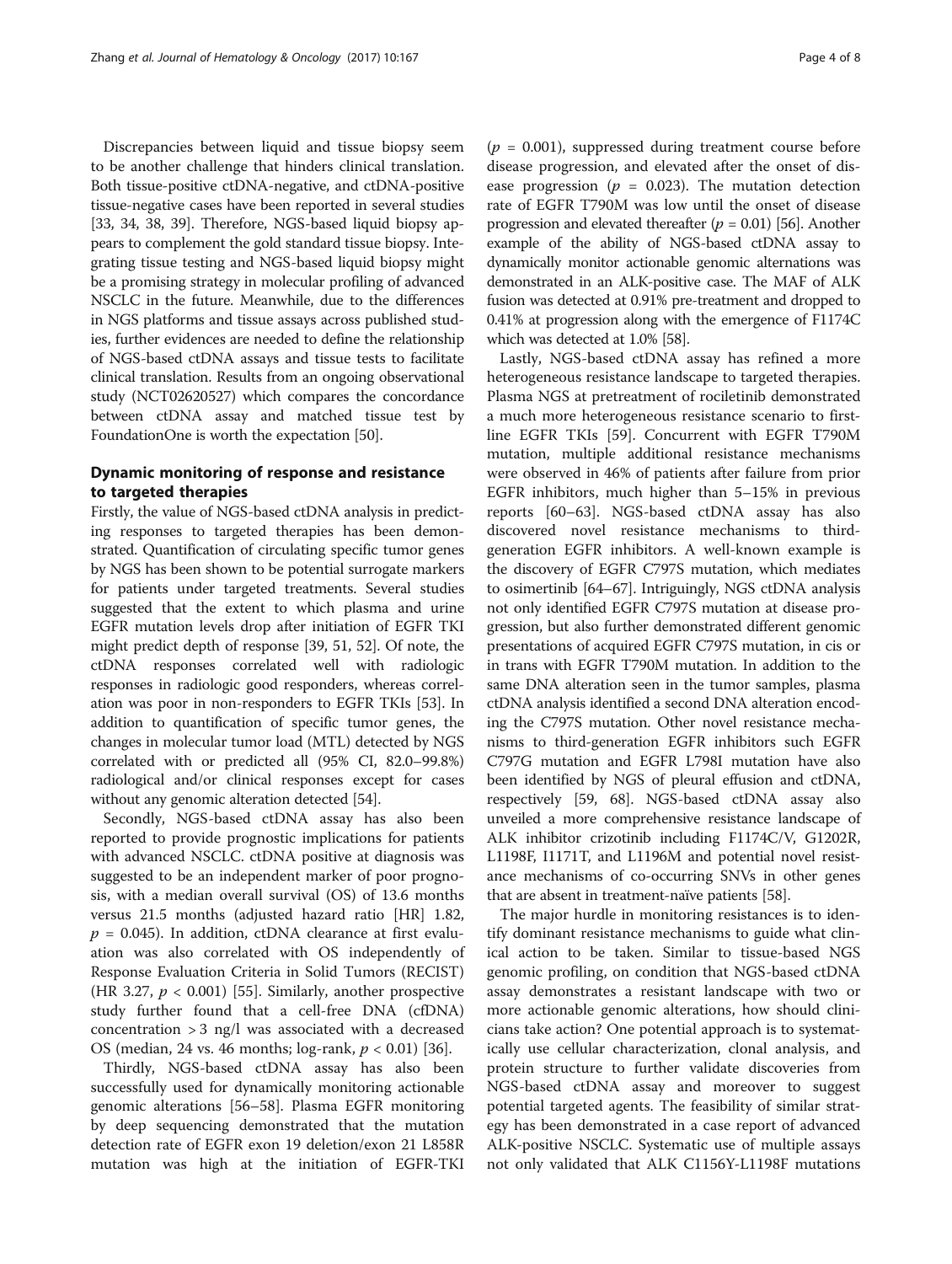Discrepancies between liquid and tissue biopsy seem to be another challenge that hinders clinical translation. Both tissue-positive ctDNA-negative, and ctDNA-positive tissue-negative cases have been reported in several studies [33, 34, 38, 39]. Therefore, NGS-based liquid biopsy appears to complement the gold standard tissue biopsy. Integrating tissue testing and NGS-based liquid biopsy might be a promising strategy in molecular profiling of advanced NSCLC in the future. Meanwhile, due to the differences in NGS platforms and tissue assays across published studies, further evidences are needed to define the relationship of NGS-based ctDNA assays and tissue tests to facilitate clinical translation. Results from an ongoing observational study (NCT02620527) which compares the concordance between ctDNA assay and matched tissue test by FoundationOne is worth the expectation [50].

## Dynamic monitoring of response and resistance to targeted therapies

Firstly, the value of NGS-based ctDNA analysis in predicting responses to targeted therapies has been demonstrated. Quantification of circulating specific tumor genes by NGS has been shown to be potential surrogate markers for patients under targeted treatments. Several studies suggested that the extent to which plasma and urine EGFR mutation levels drop after initiation of EGFR TKI might predict depth of response [39, 51, 52]. Of note, the ctDNA responses correlated well with radiologic responses in radiologic good responders, whereas correlation was poor in non-responders to EGFR TKIs [53]. In addition to quantification of specific tumor genes, the changes in molecular tumor load (MTL) detected by NGS correlated with or predicted all (95% CI, 82.0–99.8%) radiological and/or clinical responses except for cases without any genomic alteration detected [54].

Secondly, NGS-based ctDNA assay has also been reported to provide prognostic implications for patients with advanced NSCLC. ctDNA positive at diagnosis was suggested to be an independent marker of poor prognosis, with a median overall survival (OS) of 13.6 months versus 21.5 months (adjusted hazard ratio [HR] 1.82, $p$ = 0.045). In addition, ctDNA clearance at first evaluation was also correlated with OS independently of Response Evaluation Criteria in Solid Tumors (RECIST) (HR 3.27, $p$ < 0.001) [55]. Similarly, another prospective study further found that a cell-free DNA (cfDNA) concentration > 3 ng/l was associated with a decreased OS (median, 24 vs. 46 months; log-rank, $p$ < 0.01) [36].

Thirdly, NGS-based ctDNA assay has also been successfully used for dynamically monitoring actionable genomic alterations [56–58]. Plasma EGFR monitoring by deep sequencing demonstrated that the mutation detection rate of EGFR exon 19 deletion/exon 21 L858R mutation was high at the initiation of EGFR-TKI ($p$ = 0.001), suppressed during treatment course before disease progression, and elevated after the onset of disease progression ($p$ = 0.023). The mutation detection rate of EGFR T790M was low until the onset of disease progression and elevated thereafter ($p$ = 0.01) [56]. Another example of the ability of NGS-based ctDNA assay to dynamically monitor actionable genomic alternations was demonstrated in an ALK-positive case. The MAF of ALK fusion was detected at 0.91% pre-treatment and dropped to 0.41% at progression along with the emergence of F1174C which was detected at 1.0% [58].

Lastly, NGS-based ctDNA assay has refined a more heterogeneous resistance landscape to targeted therapies. Plasma NGS at pretreatment of rociletinib demonstrated a much more heterogeneous resistance scenario to first-line EGFR TKIs [59]. Concurrent with EGFR T790M mutation, multiple additional resistance mechanisms were observed in 46% of patients after failure from prior EGFR inhibitors, much higher than 5–15% in previous reports [60–63]. NGS-based ctDNA assay has also discovered novel resistance mechanisms to third-generation EGFR inhibitors. A well-known example is the discovery of EGFR C797S mutation, which mediates to osimertinib [64–67]. Intriguingly, NGS ctDNA analysis not only identified EGFR C797S mutation at disease progression, but also further demonstrated different genomic presentations of acquired EGFR C797S mutation, in cis or in trans with EGFR T790M mutation. In addition to the same DNA alteration seen in the tumor samples, plasma ctDNA analysis identified a second DNA alteration encoding the C797S mutation. Other novel resistance mechanisms to third-generation EGFR inhibitors such EGFR C797G mutation and EGFR L798I mutation have also been identified by NGS of pleural effusion and ctDNA, respectively [59, 68]. NGS-based ctDNA assay also unveiled a more comprehensive resistance landscape of ALK inhibitor crizotinib including F1174C/V, G1202R, L1198F, I1171T, and L1196M and potential novel resistance mechanisms of co-occurring SNVs in other genes that are absent in treatment-naïve patients [58].

The major hurdle in monitoring resistances is to identify dominant resistance mechanisms to guide what clinical action to be taken. Similar to tissue-based NGS genomic profiling, on condition that NGS-based ctDNA assay demonstrates a resistant landscape with two or more actionable genomic alterations, how should clinicians take action? One potential approach is to systematically use cellular characterization, clonal analysis, and protein structure to further validate discoveries from NGS-based ctDNA assay and moreover to suggest potential targeted agents. The feasibility of similar strategy has been demonstrated in a case report of advanced ALK-positive NSCLC. Systematic use of multiple assays not only validated that ALK C1156Y-L1198F mutations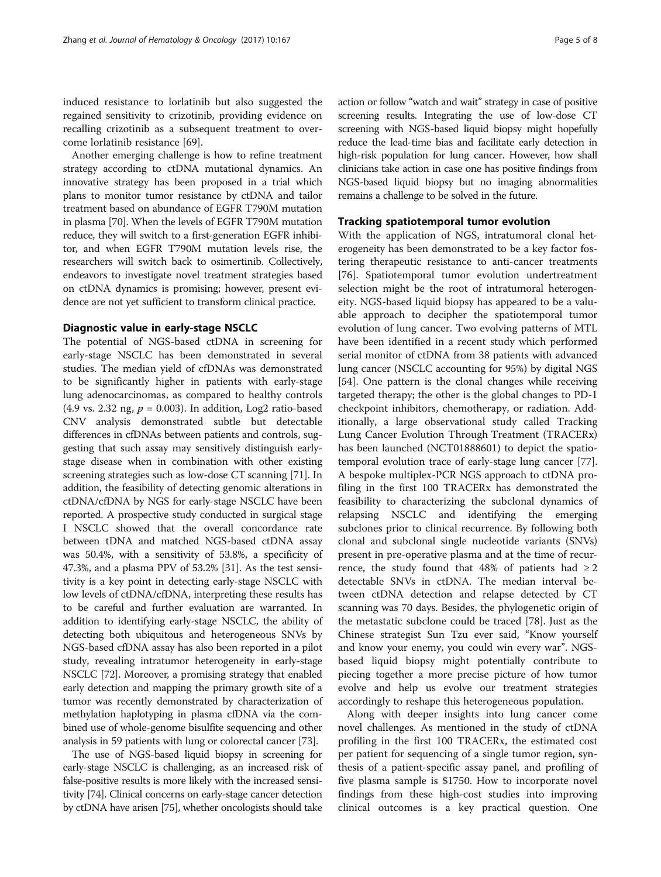induced resistance to lorlatinib but also suggested the regained sensitivity to crizotinib, providing evidence on recalling crizotinib as a subsequent treatment to overcome lorlatinib resistance [69].

Another emerging challenge is how to refine treatment strategy according to ctDNA mutational dynamics. An innovative strategy has been proposed in a trial which plans to monitor tumor resistance by ctDNA and tailor treatment based on abundance of EGFR T790M mutation in plasma [70]. When the levels of EGFR T790M mutation reduce, they will switch to a first-generation EGFR inhibitor, and when EGFR T790M mutation levels rise, the researchers will switch back to osimertinib. Collectively, endeavors to investigate novel treatment strategies based on ctDNA dynamics is promising; however, present evidence are not yet sufficient to transform clinical practice.

## Diagnostic value in early-stage NSCLC

The potential of NGS-based ctDNA in screening for early-stage NSCLC has been demonstrated in several studies. The median yield of cfDNAs was demonstrated to be significantly higher in patients with early-stage lung adenocarcinomas, as compared to healthy controls (4.9 vs. 2.32 ng, $p = 0.003$). In addition, Log2 ratio-based CNV analysis demonstrated subtle but detectable differences in cfDNAs between patients and controls, suggesting that such assay may sensitively distinguish early-stage disease when in combination with other existing screening strategies such as low-dose CT scanning [71]. In addition, the feasibility of detecting genomic alterations in ctDNA/cfDNA by NGS for early-stage NSCLC have been reported. A prospective study conducted in surgical stage I NSCLC showed that the overall concordance rate between tDNA and matched NGS-based ctDNA assay was 50.4%, with a sensitivity of 53.8%, a specificity of 47.3%, and a plasma PPV of 53.2% [31]. As the test sensitivity is a key point in detecting early-stage NSCLC with low levels of ctDNA/cfDNA, interpreting these results has to be careful and further evaluation are warranted. In addition to identifying early-stage NSCLC, the ability of detecting both ubiquitous and heterogeneous SNVs by NGS-based cfDNA assay has also been reported in a pilot study, revealing intratumor heterogeneity in early-stage NSCLC [72]. Moreover, a promising strategy that enabled early detection and mapping the primary growth site of a tumor was recently demonstrated by characterization of methylation haplotyping in plasma cfDNA via the combined use of whole-genome bisulfite sequencing and other analysis in 59 patients with lung or colorectal cancer [73].

The use of NGS-based liquid biopsy in screening for early-stage NSCLC is challenging, as an increased risk of false-positive results is more likely with the increased sensitivity [74]. Clinical concerns on early-stage cancer detection by ctDNA have arisen [75], whether oncologists should take action or follow "watch and wait" strategy in case of positive screening results. Integrating the use of low-dose CT screening with NGS-based liquid biopsy might hopefully reduce the lead-time bias and facilitate early detection in high-risk population for lung cancer. However, how shall clinicians take action in case one has positive findings from NGS-based liquid biopsy but no imaging abnormalities remains a challenge to be solved in the future.

## Tracking spatiotemporal tumor evolution

With the application of NGS, intratumoral clonal heterogeneity has been demonstrated to be a key factor fostering therapeutic resistance to anti-cancer treatments [76]. Spatiotemporal tumor evolution undertreatment selection might be the root of intratumoral heterogeneity. NGS-based liquid biopsy has appeared to be a valuable approach to decipher the spatiotemporal tumor evolution of lung cancer. Two evolving patterns of MTL have been identified in a recent study which performed serial monitor of ctDNA from 38 patients with advanced lung cancer (NSCLC accounting for 95%) by digital NGS [54]. One pattern is the clonal changes while receiving targeted therapy; the other is the global changes to PD-1 checkpoint inhibitors, chemotherapy, or radiation. Additionally, a large observational study called Tracking Lung Cancer Evolution Through Treatment (TRACERx) has been launched (NCT01888601) to depict the spatiotemporal evolution trace of early-stage lung cancer [77]. A bespoke multiplex-PCR NGS approach to ctDNA profiling in the first 100 TRACERx has demonstrated the feasibility to characterizing the subclonal dynamics of relapsing NSCLC and identifying the emerging subclones prior to clinical recurrence. By following both clonal and subclonal single nucleotide variants (SNVs) present in pre-operative plasma and at the time of recurrence, the study found that 48% of patients had $\geq 2$ detectable SNVs in ctDNA. The median interval between ctDNA detection and relapse detected by CT scanning was 70 days. Besides, the phylogenetic origin of the metastatic subclone could be traced [78]. Just as the Chinese strategist Sun Tzu ever said, "Know yourself and know your enemy, you could win every war". NGS-based liquid biopsy might potentially contribute to piecing together a more precise picture of how tumor evolve and help us evolve our treatment strategies accordingly to reshape this heterogeneous population.

Along with deeper insights into lung cancer come novel challenges. As mentioned in the study of ctDNA profiling in the first 100 TRACERx, the estimated cost per patient for sequencing of a single tumor region, synthesis of a patient-specific assay panel, and profiling of five plasma sample is \$1750. How to incorporate novel findings from these high-cost studies into improving clinical outcomes is a key practical question. One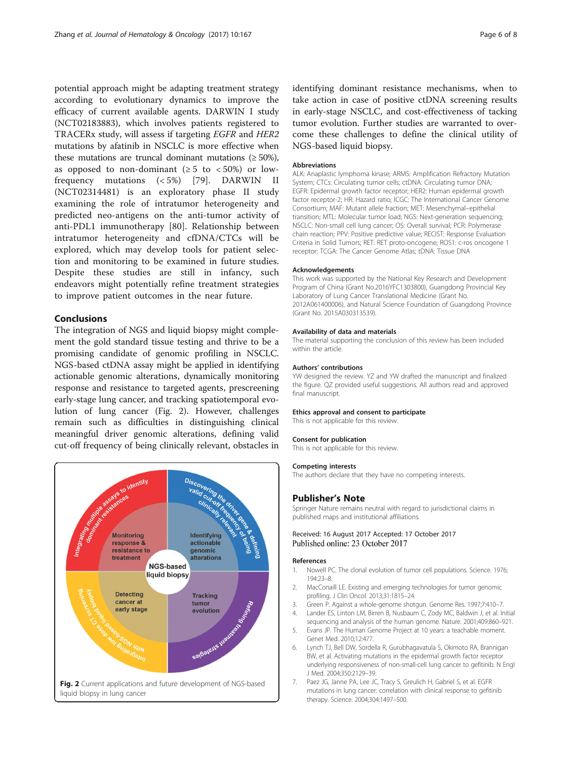potential approach might be adapting treatment strategy according to evolutionary dynamics to improve the efficacy of current available agents. DARWIN I study (NCT02183883), which involves patients registered to TRACERx study, will assess if targeting *EGFR* and *HER2* mutations by afatinib in NSCLC is more effective when these mutations are truncal dominant mutations (≥ 50%), as opposed to non-dominant (≥ 5 to < 50%) or low-frequency mutations (< 5%) [79]. DARWIN II (NCT02314481) is an exploratory phase II study examining the role of intratumor heterogeneity and predicted neo-antigens on the anti-tumor activity of anti-PDL1 immunotherapy [80]. Relationship between intratumor heterogeneity and cfDNA/CTCs will be explored, which may develop tools for patient selection and monitoring to be examined in future studies. Despite these studies are still in infancy, such endeavors might potentially refine treatment strategies to improve patient outcomes in the near future.

## Conclusions

The integration of NGS and liquid biopsy might complement the gold standard tissue testing and thrive to be a promising candidate of genomic profiling in NSCLC. NGS-based ctDNA assay might be applied in identifying actionable genomic alterations, dynamically monitoring response and resistance to targeted agents, prescreening early-stage lung cancer, and tracking spatiotemporal evolution of lung cancer (Fig. 2). However, challenges remain such as difficulties in distinguishing clinical meaningful driver genomic alterations, defining valid cut-off frequency of being clinically relevant, obstacles in identifying dominant resistance mechanisms, when to take action in case of positive ctDNA screening results in early-stage NSCLC, and cost-effectiveness of tacking tumor evolution. Further studies are warranted to overcome these challenges to define the clinical utility of NGS-based liquid biopsy.

**Fig. 2** Current applications and future development of NGS-based liquid biopsy in lung cancer

### Abbreviations

ALK: Anaplastic lymphoma kinase; ARMS: Amplification Refractory Mutation System; CTCs: Circulating tumor cells; ctDNA: Circulating tumor DNA; EGFR: Epidermal growth factor receptor; HER2: Human epidermal growth factor receptor-2; HR: Hazard ratio; ICGC: The International Cancer Genome Consortium; MAF: Mutant allele fraction; MET: Mesenchymal–epithelial transition; MTL: Molecular tumor load; NGS: Next-generation sequencing; NSCLC: Non-small cell lung cancer; OS: Overall survival; PCR: Polymerase chain reaction; PPV: Positive predictive value; RECIST: Response Evaluation Criteria in Solid Tumors; RET: RET proto-oncogene; ROS1: c-ros oncogene 1 receptor; TCGA: The Cancer Genome Atlas; tDNA: Tissue DNA

### Acknowledgements

This work was supported by the National Key Research and Development Program of China (Grant No.2016YFC1303800), Guangdong Provincial Key Laboratory of Lung Cancer Translational Medicine (Grant No. 2012A061400006), and Natural Science Foundation of Guangdong Province (Grant No. 2015A030313539).

### Availability of data and materials

The material supporting the conclusion of this review has been included within the article.

### Authors' contributions

YW designed the review. YZ and YW drafted the manuscript and finalized the figure. QZ provided useful suggestions. All authors read and approved final manuscript.

### Ethics approval and consent to participate

This is not applicable for this review.

### Consent for publication

This is not applicable for this review.

### Competing interests

The authors declare that they have no competing interests.

## Publisher's Note

Springer Nature remains neutral with regard to jurisdictional claims in published maps and institutional affiliations.

Received: 16 August 2017 Accepted: 17 October 2017
Published online: 23 October 2017

### References

1. Nowell PC. The clonal evolution of tumor cell populations. Science. 1976; 194:23–8.
2. MacConaill LE. Existing and emerging technologies for tumor genomic profiling. J Clin Oncol. 2013;31:1815–24.
3. Green P. Against a whole-genome shotgun. Genome Res. 1997;7:410–7.
4. Lander ES, Linton LM, Birren B, Nusbaum C, Zody MC, Baldwin J, et al. Initial sequencing and analysis of the human genome. Nature. 2001;409:860–921.
5. Evans JP. The Human Genome Project at 10 years: a teachable moment. Genet Med. 2010;12:477.
6. Lynch TJ, Bell DW, Sordella R, Gurubhagavatula S, Okimoto RA, Brannigan BW, et al. Activating mutations in the epidermal growth factor receptor underlying responsiveness of non-small-cell lung cancer to gefitinib. N Engl J Med. 2004;350:2129–39.
7. Paez JG, Janne PA, Lee JC, Tracy S, Greulich H, Gabriel S, et al. EGFR mutations in lung cancer: correlation with clinical response to gefitinib therapy. Science. 2004;304:1497–500.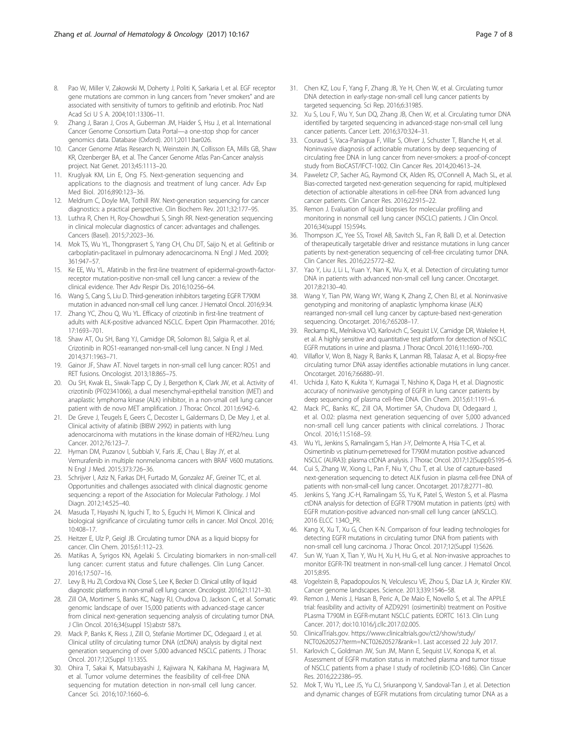8. Pao W, Miller V, Zakowski M, Doherty J, Politi K, Sarkaria I, et al. EGF receptor gene mutations are common in lung cancers from "never smokers" and are associated with sensitivity of tumors to gefitinib and erlotinib. Proc Natl Acad Sci U S A. 2004;101:13306–11.
9. Zhang J, Baran J, Cros A, Guberman JM, Haider S, Hsu J, et al. International Cancer Genome Consortium Data Portal—a one-stop shop for cancer genomics data. Database (Oxford). 2011;2011:bar026.
10. Cancer Genome Atlas Research N, Weinstein JN, Collisson EA, Mills GB, Shaw KR, Ozenberger BA, et al. The Cancer Genome Atlas Pan-Cancer analysis project. Nat Genet. 2013;45:1113–20.
11. Kruglyak KM, Lin E, Ong FS. Next-generation sequencing and applications to the diagnosis and treatment of lung cancer. Adv Exp Med Biol. 2016;890:123–36.
12. Meldrum C, Doyle MA, Tothill RW. Next-generation sequencing for cancer diagnostics: a practical perspective. Clin Biochem Rev. 2011;32:177–95.
13. Luthra R, Chen H, Roy-Chowdhuri S, Singh RR. Next-generation sequencing in clinical molecular diagnostics of cancer: advantages and challenges. Cancers (Basel). 2015;7:2023–36.
14. Mok TS, Wu YL, Thongprasert S, Yang CH, Chu DT, Saijo N, et al. Gefitinib or carboplatin-paclitaxel in pulmonary adenocarcinoma. N Engl J Med. 2009; 361:947–57.
15. Ke EE, Wu YL. Afatinib in the first-line treatment of epidermal-growth-factor-receptor mutation-positive non-small cell lung cancer: a review of the clinical evidence. Ther Adv Respir Dis. 2016;10:256–64.
16. Wang S, Cang S, Liu D. Third-generation inhibitors targeting EGFR T790M mutation in advanced non-small cell lung cancer. J Hematol Oncol. 2016;9:34.
17. Zhang YC, Zhou Q, Wu YL. Efficacy of crizotinib in first-line treatment of adults with ALK-positive advanced NSCLC. Expert Opin Pharmacother. 2016; 17:1693–701.
18. Shaw AT, Ou SH, Bang YJ, Camidge DR, Solomon BJ, Salgia R, et al. Crizotinib in ROS1-rearranged non-small-cell lung cancer. N Engl J Med. 2014;371:1963–71.
19. Gainor JF, Shaw AT. Novel targets in non-small cell lung cancer: ROS1 and RET fusions. Oncologist. 2013;18:865–75.
20. Ou SH, Kwak EL, Siwak-Tapp C, Dy J, Bergethon K, Clark JW, et al. Activity of crizotinib (PF02341066), a dual mesenchymal-epithelial transition (MET) and anaplastic lymphoma kinase (ALK) inhibitor, in a non-small cell lung cancer patient with de novo MET amplification. J Thorac Oncol. 2011;6:942–6.
21. De Greve J, Teugels E, Geers C, Decoster L, Galdermans D, De Mey J, et al. Clinical activity of afatinib (BIBW 2992) in patients with lung adenocarcinoma with mutations in the kinase domain of HER2/neu. Lung Cancer. 2012;76:123–7.
22. Hyman DM, Puzanov I, Subbiah V, Faris JE, Chau I, Blay JY, et al. Vemurafenib in multiple nonmelanoma cancers with BRAF V600 mutations. N Engl J Med. 2015;373:726–36.
23. Schrijver I, Aziz N, Farkas DH, Furtado M, Gonzalez AF, Greiner TC, et al. Opportunities and challenges associated with clinical diagnostic genome sequencing: a report of the Association for Molecular Pathology. J Mol Diagn. 2012;14:525–40.
24. Masuda T, Hayashi N, Iguchi T, Ito S, Eguchi H, Mimori K. Clinical and biological significance of circulating tumor cells in cancer. Mol Oncol. 2016; 10:408–17.
25. Heitzer E, Ulz P, Geigl JB. Circulating tumor DNA as a liquid biopsy for cancer. Clin Chem. 2015;61:112–23.
26. Matikas A, Syrigos KN, Agelaki S. Circulating biomarkers in non-small-cell lung cancer: current status and future challenges. Clin Lung Cancer. 2016;17:507–16.
27. Levy B, Hu ZI, Cordova KN, Close S, Lee K, Becker D. Clinical utility of liquid diagnostic platforms in non-small cell lung cancer. Oncologist. 2016;21:1121–30.
28. Zill OA, Mortimer S, Banks KC, Nagy RJ, Chudova D, Jackson C, et al. Somatic genomic landscape of over 15,000 patients with advanced-stage cancer from clinical next-generation sequencing analysis of circulating tumor DNA. J Clin Oncol. 2016;34(suppl 15):abstr 587s.
29. Mack P, Banks K, Riess J, Zill O, Stefanie Mortimer DC, Odegaard J, et al. Clinical utility of circulating tumor DNA (ctDNA) analysis by digital next generation sequencing of over 5,000 advanced NSCLC patients. J Thorac Oncol. 2017;12(Suppl 1):135S.
30. Ohira T, Sakai K, Matsubayashi J, Kajiwara N, Kakihana M, Hagiwara M, et al. Tumor volume determines the feasibility of cell-free DNA sequencing for mutation detection in non-small cell lung cancer. Cancer Sci. 2016;107:1660–6.
31. Chen KZ, Lou F, Yang F, Zhang JB, Ye H, Chen W, et al. Circulating tumor DNA detection in early-stage non-small cell lung cancer patients by targeted sequencing. Sci Rep. 2016;6:31985.
32. Xu S, Lou F, Wu Y, Sun DQ, Zhang JB, Chen W, et al. Circulating tumor DNA identified by targeted sequencing in advanced-stage non-small cell lung cancer patients. Cancer Lett. 2016;370:324–31.
33. Couraud S, Vaca-Paniagua F, Villar S, Oliver J, Schuster T, Blanche H, et al. Noninvasive diagnosis of actionable mutations by deep sequencing of circulating free DNA in lung cancer from never-smokers: a proof-of-concept study from BioCAST/IFCT-1002. Clin Cancer Res. 2014;20:4613–24.
34. Paweletz CP, Sacher AG, Raymond CK, Alden RS, O'Connell A, Mach SL, et al. Bias-corrected targeted next-generation sequencing for rapid, multiplexed detection of actionable alterations in cell-free DNA from advanced lung cancer patients. Clin Cancer Res. 2016;22:915–22.
35. Remon J. Evaluation of liquid biopsies for molecular profiling and monitoring in nonsmall cell lung cancer (NSCLC) patients. J Clin Oncol. 2016;34(suppl 15):594s.
36. Thompson JC, Yee SS, Troxel AB, Savitch SL, Fan R, Balli D, et al. Detection of therapeutically targetable driver and resistance mutations in lung cancer patients by next-generation sequencing of cell-free circulating tumor DNA. Clin Cancer Res. 2016;22:5772–82.
37. Yao Y, Liu J, Li L, Yuan Y, Nan K, Wu X, et al. Detection of circulating tumor DNA in patients with advanced non-small cell lung cancer. Oncotarget. 2017;8:2130–40.
38. Wang Y, Tian PW, Wang WY, Wang K, Zhang Z, Chen BJ, et al. Noninvasive genotyping and monitoring of anaplastic lymphoma kinase (ALK) rearranged non-small cell lung cancer by capture-based next-generation sequencing. Oncotarget. 2016;7:65208–17.
39. Reckamp KL, Melnikova VO, Karlovich C, Sequist LV, Camidge DR, Wakelee H, et al. A highly sensitive and quantitative test platform for detection of NSCLC EGFR mutations in urine and plasma. J Thorac Oncol. 2016;11:1690–700.
40. Villaflor V, Won B, Nagy R, Banks K, Lanman RB, Talasaz A, et al. Biopsy-free circulating tumor DNA assay identifies actionable mutations in lung cancer. Oncotarget. 2016;7:66880–91.
41. Uchida J, Kato K, Kukita Y, Kumagai T, Nishino K, Daga H, et al. Diagnostic accuracy of noninvasive genotyping of EGFR in lung cancer patients by deep sequencing of plasma cell-free DNA. Clin Chem. 2015;61:1191–6.
42. Mack PC, Banks KC, Zill OA, Mortimer SA, Chudova DI, Odegaard J, et al. O.02: plasma next generation sequencing of over 5,000 advanced non-small cell lung cancer patients with clinical correlations. J Thorac Oncol. 2016;11:S168–S9.
43. Wu YL, Jenkins S, Ramalingam S, Han J-Y, Delmonte A, Hsia T-C, et al. Osimertinib vs platinum-pemetrexed for T790M mutation positive advanced NSCLC (AURA3): plasma ctDNA analysis. J Thorac Oncol. 2017;12(Suppl):S195–6.
44. Cui S, Zhang W, Xiong L, Pan F, Niu Y, Chu T, et al. Use of capture-based next-generation sequencing to detect ALK fusion in plasma cell-free DNA of patients with non-small-cell lung cancer. Oncotarget. 2017;8:2771–80.
45. Jenkins S, Yang JC-H, Ramalingam SS, Yu K, Patel S, Weston S, et al. Plasma ctDNA analysis for detection of EGFR T790M mutation in patients (pts) with EGFR mutation-positive advanced non-small cell lung cancer (aNSCLC). 2016 ELCC 134O_PR.
46. Kang X, Xu T, Xu G, Chen K-N. Comparison of four leading technologies for detecting EGFR mutations in circulating tumor DNA from patients with non-small cell lung carcinoma. J Thorac Oncol. 2017;12(Suppl 1):S626.
47. Sun W, Yuan X, Tian Y, Wu H, Xu H, Hu G, et al. Non-invasive approaches to monitor EGFR-TKI treatment in non-small-cell lung cancer. J Hematol Oncol. 2015;8:95.
48. Vogelstein B, Papadopoulos N, Velculescu VE, Zhou S, Diaz LA Jr, Kinzler KW. Cancer genome landscapes. Science. 2013;339:1546–58.
49. Remon J, Menis J, Hasan B, Peric A, De Maio E, Novello S, et al. The APPLE trial: feasibility and activity of AZD9291 (osimertinib) treatment on Positive PLasma T790M in EGFR-mutant NSCLC patients. EORTC 1613. Clin Lung Cancer. 2017; doi:10.1016/j.cllc.2017.02.005.
50. ClinicalTrials.gov. https://www.clinicaltrials.gov/ct2/show/study/NCT02620527?term=NCT02620527&rank=1. Last accessed 22 July 2017.
51. Karlovich C, Goldman JW, Sun JM, Mann E, Sequist LV, Konopa K, et al. Assessment of EGFR mutation status in matched plasma and tumor tissue of NSCLC patients from a phase I study of rociletinib (CO-1686). Clin Cancer Res. 2016;22:2386–95.
52. Mok T, Wu YL, Lee JS, Yu CJ, Sriuranpong V, Sandoval-Tan J, et al. Detection and dynamic changes of EGFR mutations from circulating tumor DNA as a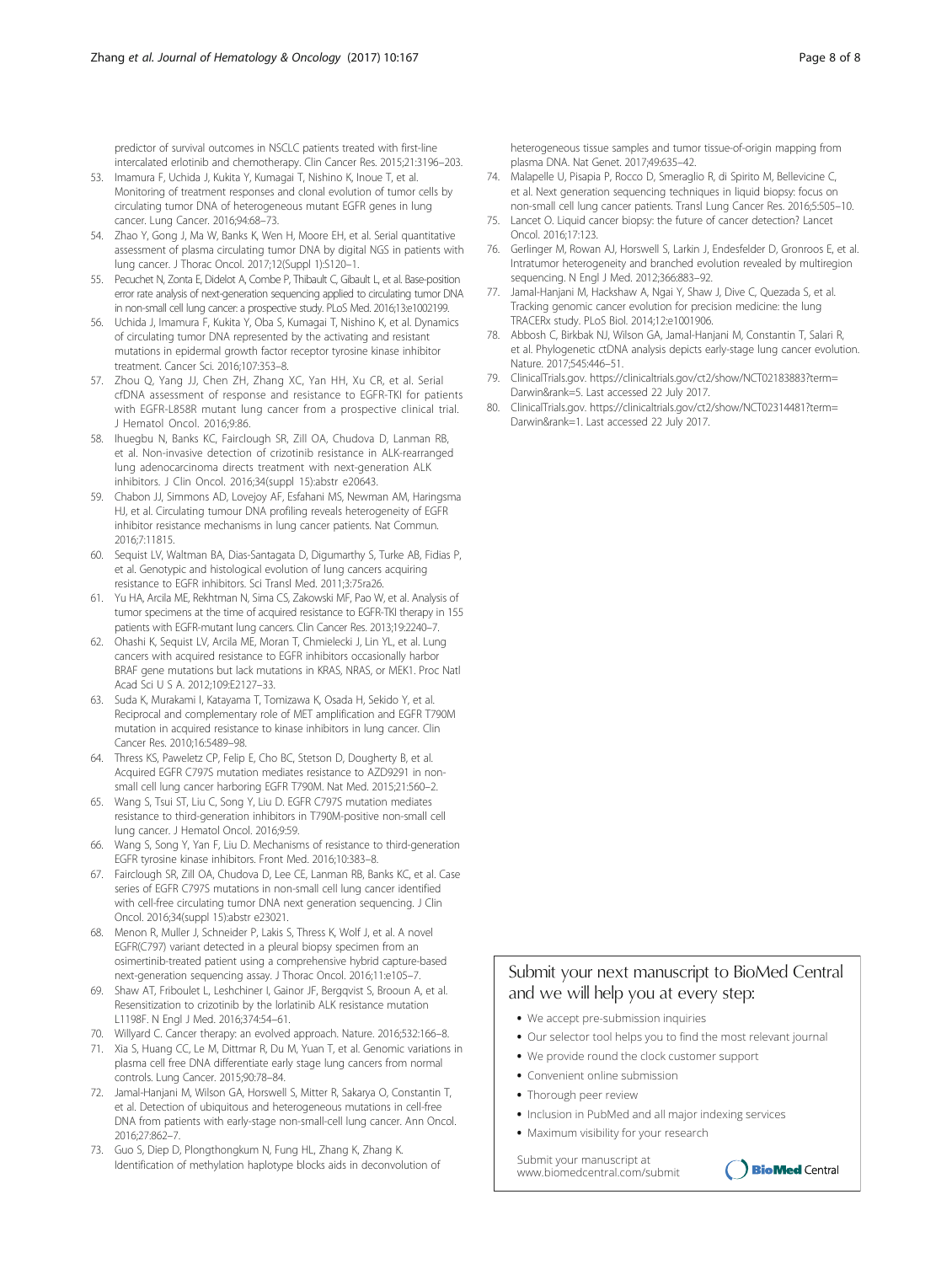predictor of survival outcomes in NSCLC patients treated with first-line intercalated erlotinib and chemotherapy. Clin Cancer Res. 2015;21:3196–203.

53. Imamura F, Uchida J, Kukita Y, Kumagai T, Nishino K, Inoue T, et al. Monitoring of treatment responses and clonal evolution of tumor cells by circulating tumor DNA of heterogeneous mutant EGFR genes in lung cancer. Lung Cancer. 2016;94:68–73.
54. Zhao Y, Gong J, Ma W, Banks K, Wen H, Moore EH, et al. Serial quantitative assessment of plasma circulating tumor DNA by digital NGS in patients with lung cancer. J Thorac Oncol. 2017;12(Suppl 1):S120–1.
55. Pecuchet N, Zonta E, Didelot A, Combe P, Thibault C, Gibault L, et al. Base-position error rate analysis of next-generation sequencing applied to circulating tumor DNA in non-small cell lung cancer: a prospective study. PLoS Med. 2016;13:e1002199.
56. Uchida J, Imamura F, Kukita Y, Oba S, Kumagai T, Nishino K, et al. Dynamics of circulating tumor DNA represented by the activating and resistant mutations in epidermal growth factor receptor tyrosine kinase inhibitor treatment. Cancer Sci. 2016;107:353–8.
57. Zhou Q, Yang JJ, Chen ZH, Zhang XC, Yan HH, Xu CR, et al. Serial cfDNA assessment of response and resistance to EGFR-TKI for patients with EGFR-L858R mutant lung cancer from a prospective clinical trial. J Hematol Oncol. 2016;9:86.
58. Ihuegbu N, Banks KC, Fairclough SR, Zill OA, Chudova D, Lanman RB, et al. Non-invasive detection of crizotinib resistance in ALK-rearranged lung adenocarcinoma directs treatment with next-generation ALK inhibitors. J Clin Oncol. 2016;34(suppl 15):abstr e20643.
59. Chabon JJ, Simmons AD, Lovejoy AF, Esfahani MS, Newman AM, Haringsma HJ, et al. Circulating tumour DNA profiling reveals heterogeneity of EGFR inhibitor resistance mechanisms in lung cancer patients. Nat Commun. 2016;7:11815.
60. Sequist LV, Waltman BA, Dias-Santagata D, Digumarthy S, Turke AB, Fidias P, et al. Genotypic and histological evolution of lung cancers acquiring resistance to EGFR inhibitors. Sci Transl Med. 2011;3:75ra26.
61. Yu HA, Arcila ME, Rekhtman N, Sima CS, Zakowski MF, Pao W, et al. Analysis of tumor specimens at the time of acquired resistance to EGFR-TKI therapy in 155 patients with EGFR-mutant lung cancers. Clin Cancer Res. 2013;19:2240–7.
62. Ohashi K, Sequist LV, Arcila ME, Moran T, Chmielecki J, Lin YL, et al. Lung cancers with acquired resistance to EGFR inhibitors occasionally harbor BRAF gene mutations but lack mutations in KRAS, NRAS, or MEK1. Proc Natl Acad Sci U S A. 2012;109:E2127–33.
63. Suda K, Murakami I, Katayama T, Tomizawa K, Osada H, Sekido Y, et al. Reciprocal and complementary role of MET amplification and EGFR T790M mutation in acquired resistance to kinase inhibitors in lung cancer. Clin Cancer Res. 2010;16:5489–98.
64. Thress KS, Paweletz CP, Felip E, Cho BC, Stetson D, Dougherty B, et al. Acquired EGFR C797S mutation mediates resistance to AZD9291 in non-small cell lung cancer harboring EGFR T790M. Nat Med. 2015;21:560–2.
65. Wang S, Tsui ST, Liu C, Song Y, Liu D. EGFR C797S mutation mediates resistance to third-generation inhibitors in T790M-positive non-small cell lung cancer. J Hematol Oncol. 2016;9:59.
66. Wang S, Song Y, Yan F, Liu D. Mechanisms of resistance to third-generation EGFR tyrosine kinase inhibitors. Front Med. 2016;10:383–8.
67. Fairclough SR, Zill OA, Chudova D, Lee CE, Lanman RB, Banks KC, et al. Case series of EGFR C797S mutations in non-small cell lung cancer identified with cell-free circulating tumor DNA next generation sequencing. J Clin Oncol. 2016;34(suppl 15):abstr e23021.
68. Menon R, Muller J, Schneider P, Lakis S, Thress K, Wolf J, et al. A novel EGFR(C797) variant detected in a pleural biopsy specimen from an osimertinib-treated patient using a comprehensive hybrid capture-based next-generation sequencing assay. J Thorac Oncol. 2016;11:e105–7.
69. Shaw AT, Friboulet L, Leshchiner I, Gainor JF, Bergqvist S, Brooun A, et al. Resensitization to crizotinib by the lorlatinib ALK resistance mutation L1198F. N Engl J Med. 2016;374:54–61.
70. Willyard C. Cancer therapy: an evolved approach. Nature. 2016;532:166–8.
71. Xia S, Huang CC, Le M, Dittmar R, Du M, Yuan T, et al. Genomic variations in plasma cell free DNA differentiate early stage lung cancers from normal controls. Lung Cancer. 2015;90:78–84.
72. Jamal-Hanjani M, Wilson GA, Horswell S, Mitter R, Sakarya O, Constantin T, et al. Detection of ubiquitous and heterogeneous mutations in cell-free DNA from patients with early-stage non-small-cell lung cancer. Ann Oncol. 2016;27:862–7.
73. Guo S, Diep D, Plongthongkum N, Fung HL, Zhang K, Zhang K. Identification of methylation haplotype blocks aids in deconvolution of heterogeneous tissue samples and tumor tissue-of-origin mapping from plasma DNA. Nat Genet. 2017;49:635–42.
74. Malapelle U, Pisapia P, Rocco D, Smeraglio R, di Spirito M, Bellevicine C, et al. Next generation sequencing techniques in liquid biopsy: focus on non-small cell lung cancer patients. Transl Lung Cancer Res. 2016;5:505–10.
75. Lancet O. Liquid cancer biopsy: the future of cancer detection? Lancet Oncol. 2016;17:123.
76. Gerlinger M, Rowan AJ, Horswell S, Larkin J, Endesfelder D, Gronroos E, et al. Intratumor heterogeneity and branched evolution revealed by multiregion sequencing. N Engl J Med. 2012;366:883–92.
77. Jamal-Hanjani M, Hackshaw A, Ngai Y, Shaw J, Dive C, Quezada S, et al. Tracking genomic cancer evolution for precision medicine: the lung TRACERx study. PLoS Biol. 2014;12:e1001906.
78. Abbosh C, Birkbak NJ, Wilson GA, Jamal-Hanjani M, Constantin T, Salari R, et al. Phylogenetic ctDNA analysis depicts early-stage lung cancer evolution. Nature. 2017;545:446–51.
79. ClinicalTrials.gov. https://clinicaltrials.gov/ct2/show/NCT02183883?term=Darwin&rank=5. Last accessed 22 July 2017.
80. ClinicalTrials.gov. https://clinicaltrials.gov/ct2/show/NCT02314481?term=Darwin&rank=1. Last accessed 22 July 2017.

## Submit your next manuscript to BioMed Central and we will help you at every step:

- We accept pre-submission inquiries
- Our selector tool helps you to find the most relevant journal
- We provide round the clock customer support
- Convenient online submission
- Thorough peer review
- Inclusion in PubMed and all major indexing services
- Maximum visibility for your research

Submit your manuscript at
www.biomedcentral.com/submit

BioMed Central